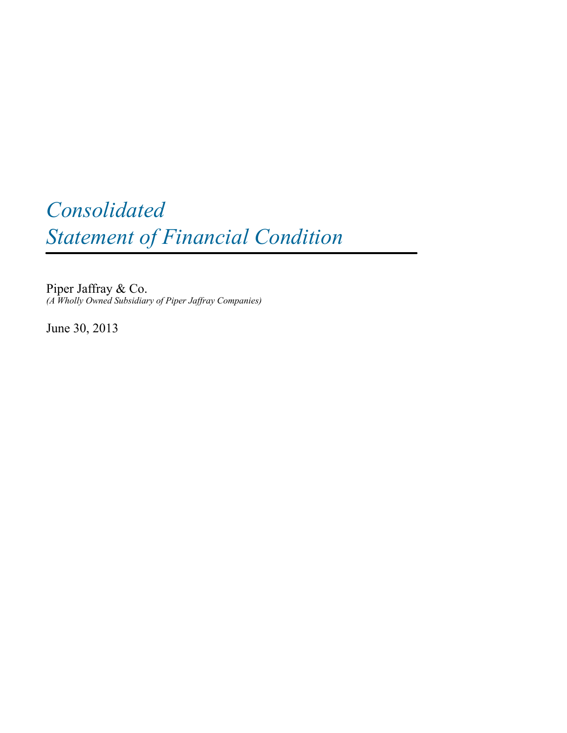# *Consolidated Statement of Financial Condition*

Piper Jaffray & Co.
*(A Wholly Owned Subsidiary of Piper Jaffray Companies)*

June 30, 2013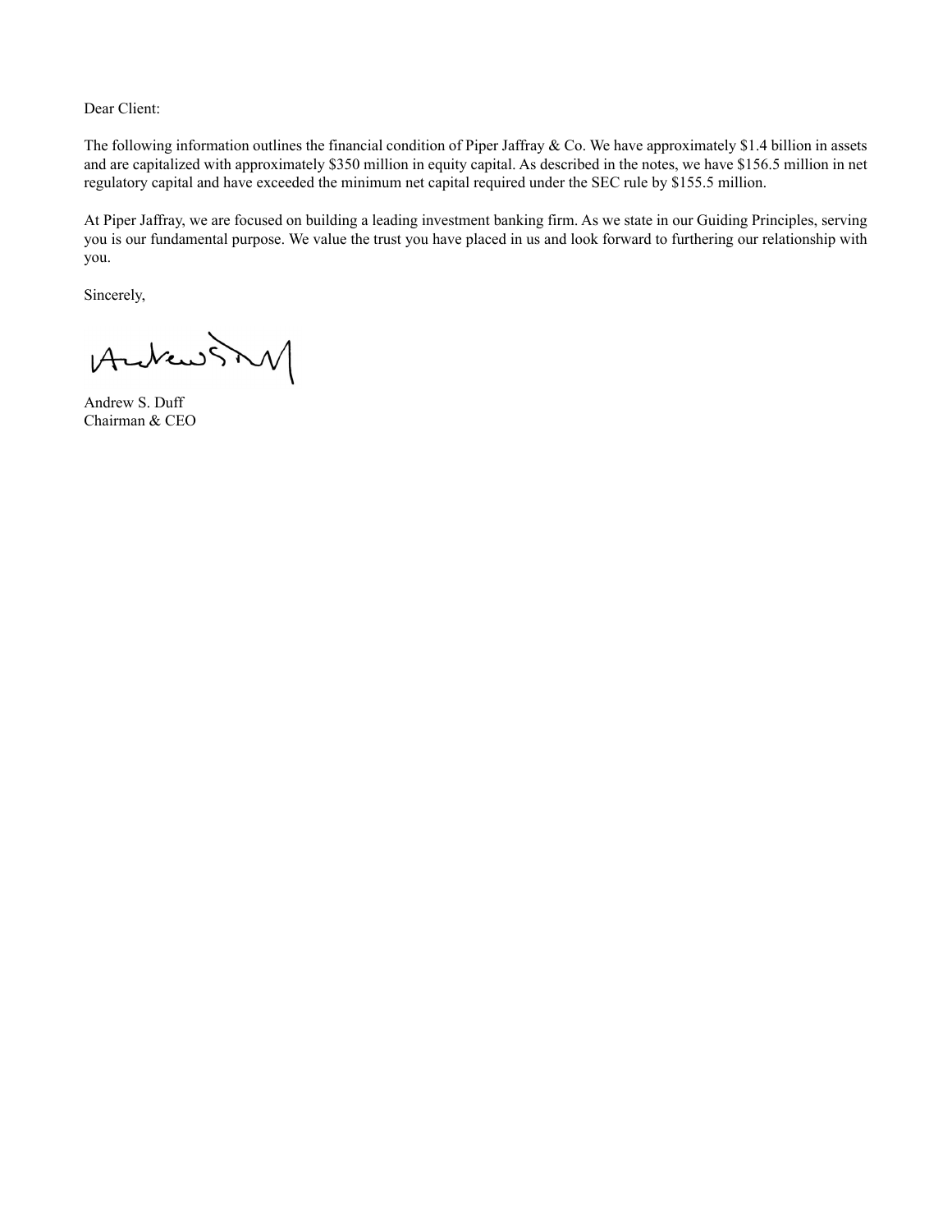Dear Client:

The following information outlines the financial condition of Piper Jaffray & Co. We have approximately $1.4 billion in assets and are capitalized with approximately $350 million in equity capital. As described in the notes, we have $156.5 million in net regulatory capital and have exceeded the minimum net capital required under the SEC rule by $155.5 million.

At Piper Jaffray, we are focused on building a leading investment banking firm. As we state in our Guiding Principles, serving you is our fundamental purpose. We value the trust you have placed in us and look forward to furthering our relationship with you.

Sincerely,

Andrew S. Duff
Chairman & CEO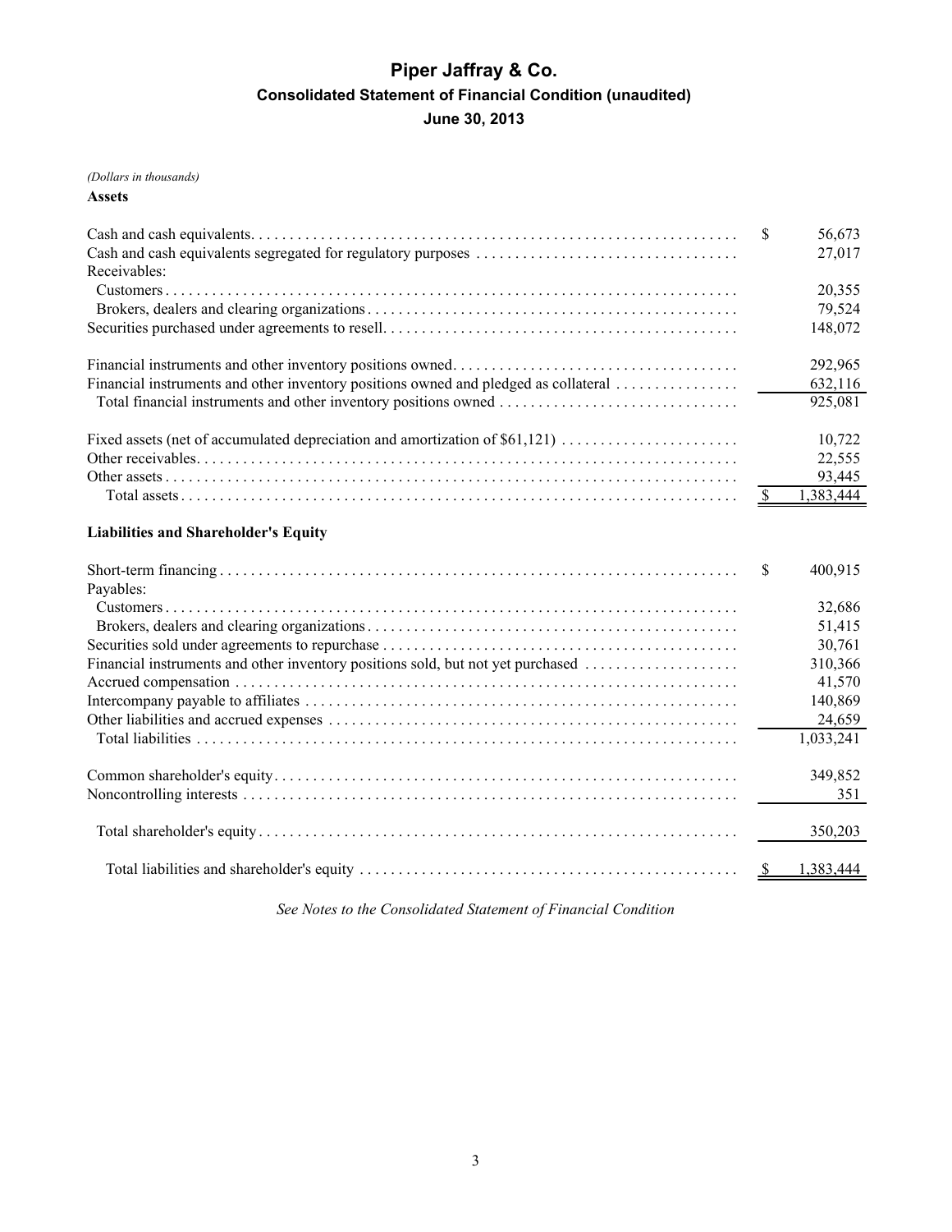# Piper Jaffray & Co.

## Consolidated Statement of Financial Condition (unaudited)

### June 30, 2013

*(Dollars in thousands)*

**Assets**

| | |
|---|---|
| Cash and cash equivalents | $ 56,673 |
| Cash and cash equivalents segregated for regulatory purposes | 27,017 |
| Receivables: | |
| Customers | 20,355 |
| Brokers, dealers and clearing organizations | 79,524 |
| Securities purchased under agreements to resell | 148,072 |
| | |
| Financial instruments and other inventory positions owned | 292,965 |
| Financial instruments and other inventory positions owned and pledged as collateral | 632,116 |
| Total financial instruments and other inventory positions owned | 925,081 |
| | |
| Fixed assets (net of accumulated depreciation and amortization of $61,121) | 10,722 |
| Other receivables | 22,555 |
| Other assets | 93,445 |
| Total assets | $ 1,383,444 |

**Liabilities and Shareholder's Equity**

| | |
|---|---|
| Short-term financing | $ 400,915 |
| Payables: | |
| Customers | 32,686 |
| Brokers, dealers and clearing organizations | 51,415 |
| Securities sold under agreements to repurchase | 30,761 |
| Financial instruments and other inventory positions sold, but not yet purchased | 310,366 |
| Accrued compensation | 41,570 |
| Intercompany payable to affiliates | 140,869 |
| Other liabilities and accrued expenses | 24,659 |
| Total liabilities | 1,033,241 |
| | |
| Common shareholder's equity | 349,852 |
| Noncontrolling interests | 351 |
| | |
| Total shareholder's equity | 350,203 |
| | |
| Total liabilities and shareholder's equity | $ 1,383,444 |

*See Notes to the Consolidated Statement of Financial Condition*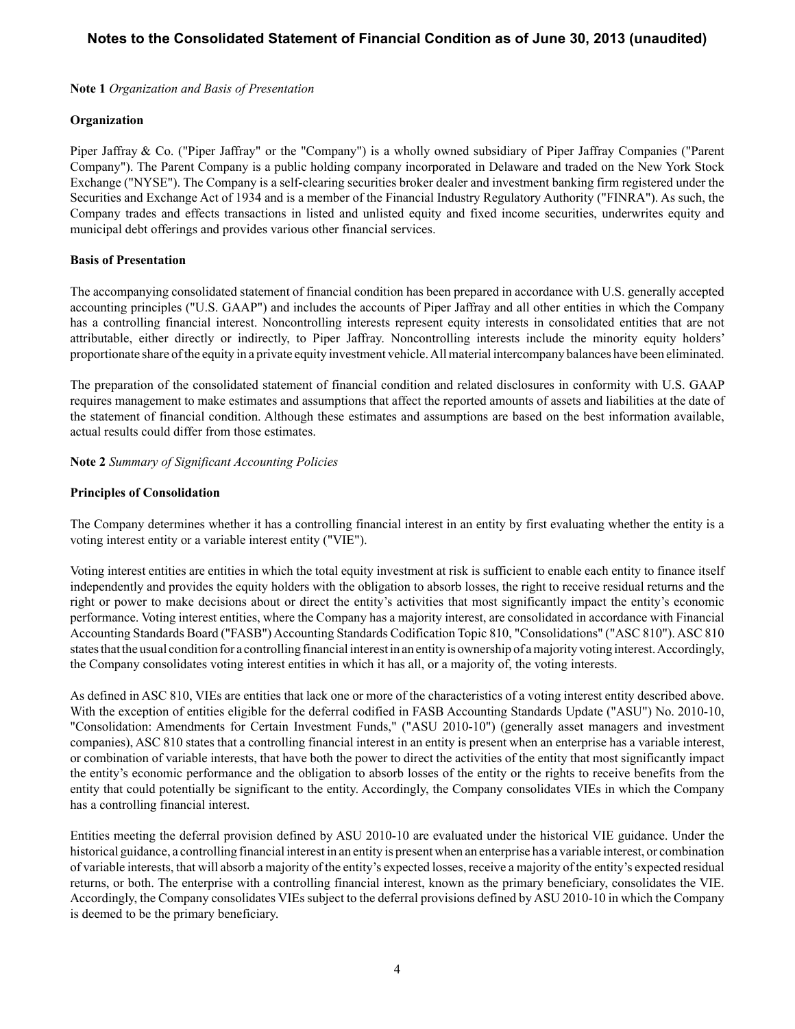## Notes to the Consolidated Statement of Financial Condition as of June 30, 2013 (unaudited)

**Note 1** *Organization and Basis of Presentation*

**Organization**

Piper Jaffray & Co. ("Piper Jaffray" or the "Company") is a wholly owned subsidiary of Piper Jaffray Companies ("Parent Company"). The Parent Company is a public holding company incorporated in Delaware and traded on the New York Stock Exchange ("NYSE"). The Company is a self-clearing securities broker dealer and investment banking firm registered under the Securities and Exchange Act of 1934 and is a member of the Financial Industry Regulatory Authority ("FINRA"). As such, the Company trades and effects transactions in listed and unlisted equity and fixed income securities, underwrites equity and municipal debt offerings and provides various other financial services.

**Basis of Presentation**

The accompanying consolidated statement of financial condition has been prepared in accordance with U.S. generally accepted accounting principles ("U.S. GAAP") and includes the accounts of Piper Jaffray and all other entities in which the Company has a controlling financial interest. Noncontrolling interests represent equity interests in consolidated entities that are not attributable, either directly or indirectly, to Piper Jaffray. Noncontrolling interests include the minority equity holders' proportionate share of the equity in a private equity investment vehicle. All material intercompany balances have been eliminated.

The preparation of the consolidated statement of financial condition and related disclosures in conformity with U.S. GAAP requires management to make estimates and assumptions that affect the reported amounts of assets and liabilities at the date of the statement of financial condition. Although these estimates and assumptions are based on the best information available, actual results could differ from those estimates.

**Note 2** *Summary of Significant Accounting Policies*

**Principles of Consolidation**

The Company determines whether it has a controlling financial interest in an entity by first evaluating whether the entity is a voting interest entity or a variable interest entity ("VIE").

Voting interest entities are entities in which the total equity investment at risk is sufficient to enable each entity to finance itself independently and provides the equity holders with the obligation to absorb losses, the right to receive residual returns and the right or power to make decisions about or direct the entity's activities that most significantly impact the entity's economic performance. Voting interest entities, where the Company has a majority interest, are consolidated in accordance with Financial Accounting Standards Board ("FASB") Accounting Standards Codification Topic 810, "Consolidations" ("ASC 810"). ASC 810 states that the usual condition for a controlling financial interest in an entity is ownership of a majority voting interest. Accordingly, the Company consolidates voting interest entities in which it has all, or a majority of, the voting interests.

As defined in ASC 810, VIEs are entities that lack one or more of the characteristics of a voting interest entity described above. With the exception of entities eligible for the deferral codified in FASB Accounting Standards Update ("ASU") No. 2010-10, "Consolidation: Amendments for Certain Investment Funds," ("ASU 2010-10") (generally asset managers and investment companies), ASC 810 states that a controlling financial interest in an entity is present when an enterprise has a variable interest, or combination of variable interests, that have both the power to direct the activities of the entity that most significantly impact the entity's economic performance and the obligation to absorb losses of the entity or the rights to receive benefits from the entity that could potentially be significant to the entity. Accordingly, the Company consolidates VIEs in which the Company has a controlling financial interest.

Entities meeting the deferral provision defined by ASU 2010-10 are evaluated under the historical VIE guidance. Under the historical guidance, a controlling financial interest in an entity is present when an enterprise has a variable interest, or combination of variable interests, that will absorb a majority of the entity's expected losses, receive a majority of the entity's expected residual returns, or both. The enterprise with a controlling financial interest, known as the primary beneficiary, consolidates the VIE. Accordingly, the Company consolidates VIEs subject to the deferral provisions defined by ASU 2010-10 in which the Company is deemed to be the primary beneficiary.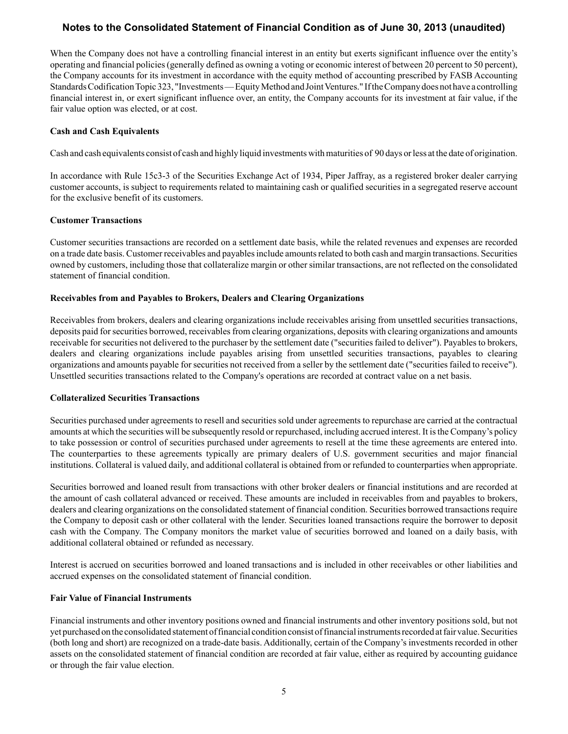When the Company does not have a controlling financial interest in an entity but exerts significant influence over the entity's operating and financial policies (generally defined as owning a voting or economic interest of between 20 percent to 50 percent), the Company accounts for its investment in accordance with the equity method of accounting prescribed by FASB Accounting Standards Codification Topic 323, "Investments — Equity Method and Joint Ventures." If the Company does not have a controlling financial interest in, or exert significant influence over, an entity, the Company accounts for its investment at fair value, if the fair value option was elected, or at cost.

**Cash and Cash Equivalents**

Cash and cash equivalents consist of cash and highly liquid investments with maturities of 90 days or less at the date of origination.

In accordance with Rule 15c3-3 of the Securities Exchange Act of 1934, Piper Jaffray, as a registered broker dealer carrying customer accounts, is subject to requirements related to maintaining cash or qualified securities in a segregated reserve account for the exclusive benefit of its customers.

**Customer Transactions**

Customer securities transactions are recorded on a settlement date basis, while the related revenues and expenses are recorded on a trade date basis. Customer receivables and payables include amounts related to both cash and margin transactions. Securities owned by customers, including those that collateralize margin or other similar transactions, are not reflected on the consolidated statement of financial condition.

**Receivables from and Payables to Brokers, Dealers and Clearing Organizations**

Receivables from brokers, dealers and clearing organizations include receivables arising from unsettled securities transactions, deposits paid for securities borrowed, receivables from clearing organizations, deposits with clearing organizations and amounts receivable for securities not delivered to the purchaser by the settlement date ("securities failed to deliver"). Payables to brokers, dealers and clearing organizations include payables arising from unsettled securities transactions, payables to clearing organizations and amounts payable for securities not received from a seller by the settlement date ("securities failed to receive"). Unsettled securities transactions related to the Company's operations are recorded at contract value on a net basis.

**Collateralized Securities Transactions**

Securities purchased under agreements to resell and securities sold under agreements to repurchase are carried at the contractual amounts at which the securities will be subsequently resold or repurchased, including accrued interest. It is the Company's policy to take possession or control of securities purchased under agreements to resell at the time these agreements are entered into. The counterparties to these agreements typically are primary dealers of U.S. government securities and major financial institutions. Collateral is valued daily, and additional collateral is obtained from or refunded to counterparties when appropriate.

Securities borrowed and loaned result from transactions with other broker dealers or financial institutions and are recorded at the amount of cash collateral advanced or received. These amounts are included in receivables from and payables to brokers, dealers and clearing organizations on the consolidated statement of financial condition. Securities borrowed transactions require the Company to deposit cash or other collateral with the lender. Securities loaned transactions require the borrower to deposit cash with the Company. The Company monitors the market value of securities borrowed and loaned on a daily basis, with additional collateral obtained or refunded as necessary.

Interest is accrued on securities borrowed and loaned transactions and is included in other receivables or other liabilities and accrued expenses on the consolidated statement of financial condition.

**Fair Value of Financial Instruments**

Financial instruments and other inventory positions owned and financial instruments and other inventory positions sold, but not yet purchased on the consolidated statement of financial condition consist of financial instruments recorded at fair value. Securities (both long and short) are recognized on a trade-date basis. Additionally, certain of the Company's investments recorded in other assets on the consolidated statement of financial condition are recorded at fair value, either as required by accounting guidance or through the fair value election.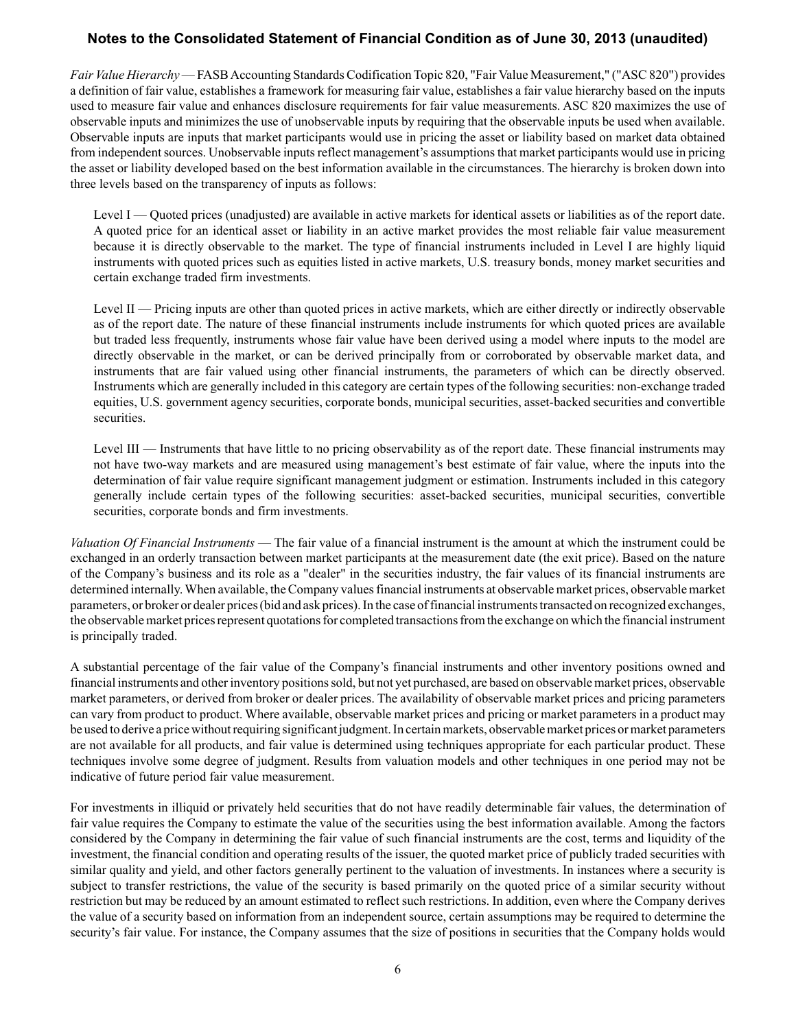*Fair Value Hierarchy* — FASB Accounting Standards Codification Topic 820, "Fair Value Measurement," ("ASC 820") provides a definition of fair value, establishes a framework for measuring fair value, establishes a fair value hierarchy based on the inputs used to measure fair value and enhances disclosure requirements for fair value measurements. ASC 820 maximizes the use of observable inputs and minimizes the use of unobservable inputs by requiring that the observable inputs be used when available. Observable inputs are inputs that market participants would use in pricing the asset or liability based on market data obtained from independent sources. Unobservable inputs reflect management's assumptions that market participants would use in pricing the asset or liability developed based on the best information available in the circumstances. The hierarchy is broken down into three levels based on the transparency of inputs as follows:

> Level I — Quoted prices (unadjusted) are available in active markets for identical assets or liabilities as of the report date. A quoted price for an identical asset or liability in an active market provides the most reliable fair value measurement because it is directly observable to the market. The type of financial instruments included in Level I are highly liquid instruments with quoted prices such as equities listed in active markets, U.S. treasury bonds, money market securities and certain exchange traded firm investments.
>
> Level II — Pricing inputs are other than quoted prices in active markets, which are either directly or indirectly observable as of the report date. The nature of these financial instruments include instruments for which quoted prices are available but traded less frequently, instruments whose fair value have been derived using a model where inputs to the model are directly observable in the market, or can be derived principally from or corroborated by observable market data, and instruments that are fair valued using other financial instruments, the parameters of which can be directly observed. Instruments which are generally included in this category are certain types of the following securities: non-exchange traded equities, U.S. government agency securities, corporate bonds, municipal securities, asset-backed securities and convertible securities.
>
> Level III — Instruments that have little to no pricing observability as of the report date. These financial instruments may not have two-way markets and are measured using management's best estimate of fair value, where the inputs into the determination of fair value require significant management judgment or estimation. Instruments included in this category generally include certain types of the following securities: asset-backed securities, municipal securities, convertible securities, corporate bonds and firm investments.

*Valuation Of Financial Instruments* — The fair value of a financial instrument is the amount at which the instrument could be exchanged in an orderly transaction between market participants at the measurement date (the exit price). Based on the nature of the Company's business and its role as a "dealer" in the securities industry, the fair values of its financial instruments are determined internally. When available, the Company values financial instruments at observable market prices, observable market parameters, or broker or dealer prices (bid and ask prices). In the case of financial instruments transacted on recognized exchanges, the observable market prices represent quotations for completed transactions from the exchange on which the financial instrument is principally traded.

A substantial percentage of the fair value of the Company's financial instruments and other inventory positions owned and financial instruments and other inventory positions sold, but not yet purchased, are based on observable market prices, observable market parameters, or derived from broker or dealer prices. The availability of observable market prices and pricing parameters can vary from product to product. Where available, observable market prices and pricing or market parameters in a product may be used to derive a price without requiring significant judgment. In certain markets, observable market prices or market parameters are not available for all products, and fair value is determined using techniques appropriate for each particular product. These techniques involve some degree of judgment. Results from valuation models and other techniques in one period may not be indicative of future period fair value measurement.

For investments in illiquid or privately held securities that do not have readily determinable fair values, the determination of fair value requires the Company to estimate the value of the securities using the best information available. Among the factors considered by the Company in determining the fair value of such financial instruments are the cost, terms and liquidity of the investment, the financial condition and operating results of the issuer, the quoted market price of publicly traded securities with similar quality and yield, and other factors generally pertinent to the valuation of investments. In instances where a security is subject to transfer restrictions, the value of the security is based primarily on the quoted price of a similar security without restriction but may be reduced by an amount estimated to reflect such restrictions. In addition, even where the Company derives the value of a security based on information from an independent source, certain assumptions may be required to determine the security's fair value. For instance, the Company assumes that the size of positions in securities that the Company holds would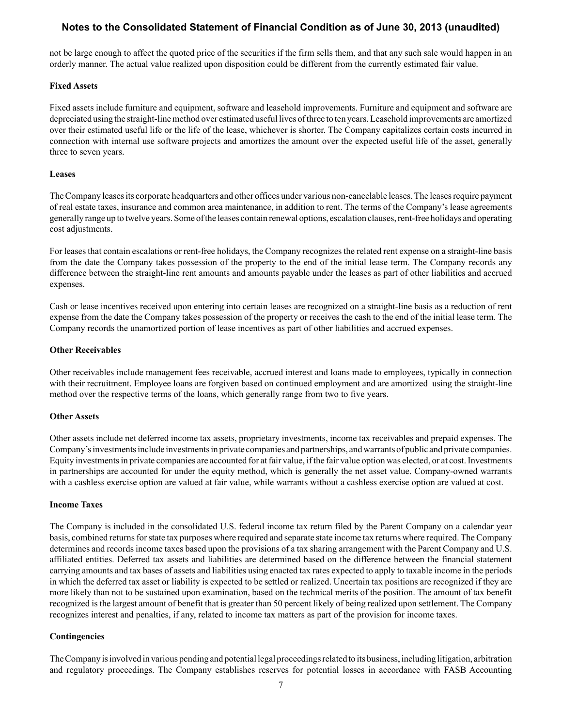not be large enough to affect the quoted price of the securities if the firm sells them, and that any such sale would happen in an orderly manner. The actual value realized upon disposition could be different from the currently estimated fair value.

**Fixed Assets**

Fixed assets include furniture and equipment, software and leasehold improvements. Furniture and equipment and software are depreciated using the straight-line method over estimated useful lives of three to ten years. Leasehold improvements are amortized over their estimated useful life or the life of the lease, whichever is shorter. The Company capitalizes certain costs incurred in connection with internal use software projects and amortizes the amount over the expected useful life of the asset, generally three to seven years.

**Leases**

The Company leases its corporate headquarters and other offices under various non-cancelable leases. The leases require payment of real estate taxes, insurance and common area maintenance, in addition to rent. The terms of the Company's lease agreements generally range up to twelve years. Some of the leases contain renewal options, escalation clauses, rent-free holidays and operating cost adjustments.

For leases that contain escalations or rent-free holidays, the Company recognizes the related rent expense on a straight-line basis from the date the Company takes possession of the property to the end of the initial lease term. The Company records any difference between the straight-line rent amounts and amounts payable under the leases as part of other liabilities and accrued expenses.

Cash or lease incentives received upon entering into certain leases are recognized on a straight-line basis as a reduction of rent expense from the date the Company takes possession of the property or receives the cash to the end of the initial lease term. The Company records the unamortized portion of lease incentives as part of other liabilities and accrued expenses.

**Other Receivables**

Other receivables include management fees receivable, accrued interest and loans made to employees, typically in connection with their recruitment. Employee loans are forgiven based on continued employment and are amortized using the straight-line method over the respective terms of the loans, which generally range from two to five years.

**Other Assets**

Other assets include net deferred income tax assets, proprietary investments, income tax receivables and prepaid expenses. The Company's investments include investments in private companies and partnerships, and warrants of public and private companies. Equity investments in private companies are accounted for at fair value, if the fair value option was elected, or at cost. Investments in partnerships are accounted for under the equity method, which is generally the net asset value. Company-owned warrants with a cashless exercise option are valued at fair value, while warrants without a cashless exercise option are valued at cost.

**Income Taxes**

The Company is included in the consolidated U.S. federal income tax return filed by the Parent Company on a calendar year basis, combined returns for state tax purposes where required and separate state income tax returns where required. The Company determines and records income taxes based upon the provisions of a tax sharing arrangement with the Parent Company and U.S. affiliated entities. Deferred tax assets and liabilities are determined based on the difference between the financial statement carrying amounts and tax bases of assets and liabilities using enacted tax rates expected to apply to taxable income in the periods in which the deferred tax asset or liability is expected to be settled or realized. Uncertain tax positions are recognized if they are more likely than not to be sustained upon examination, based on the technical merits of the position. The amount of tax benefit recognized is the largest amount of benefit that is greater than 50 percent likely of being realized upon settlement. The Company recognizes interest and penalties, if any, related to income tax matters as part of the provision for income taxes.

**Contingencies**

The Company is involved in various pending and potential legal proceedings related to its business, including litigation, arbitration and regulatory proceedings. The Company establishes reserves for potential losses in accordance with FASB Accounting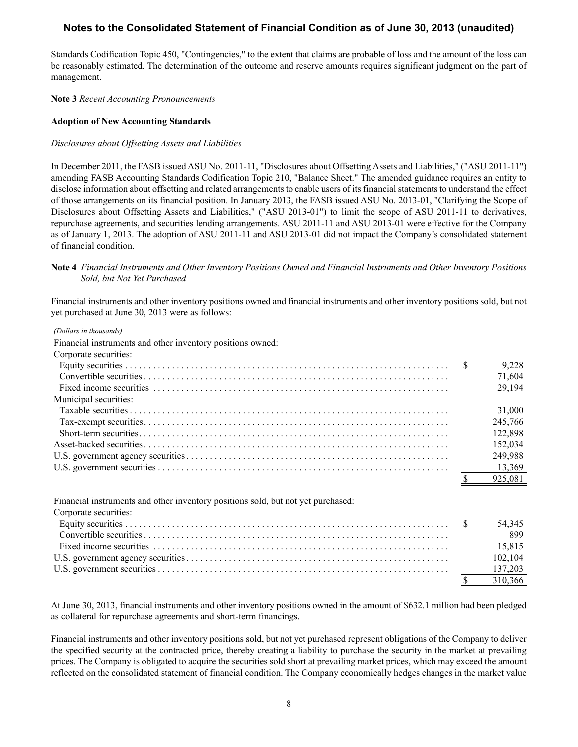Standards Codification Topic 450, "Contingencies," to the extent that claims are probable of loss and the amount of the loss can be reasonably estimated. The determination of the outcome and reserve amounts requires significant judgment on the part of management.

**Note 3** *Recent Accounting Pronouncements*

**Adoption of New Accounting Standards**

*Disclosures about Offsetting Assets and Liabilities*

In December 2011, the FASB issued ASU No. 2011-11, "Disclosures about Offsetting Assets and Liabilities," ("ASU 2011-11") amending FASB Accounting Standards Codification Topic 210, "Balance Sheet." The amended guidance requires an entity to disclose information about offsetting and related arrangements to enable users of its financial statements to understand the effect of those arrangements on its financial position. In January 2013, the FASB issued ASU No. 2013-01, "Clarifying the Scope of Disclosures about Offsetting Assets and Liabilities," ("ASU 2013-01") to limit the scope of ASU 2011-11 to derivatives, repurchase agreements, and securities lending arrangements. ASU 2011-11 and ASU 2013-01 were effective for the Company as of January 1, 2013. The adoption of ASU 2011-11 and ASU 2013-01 did not impact the Company's consolidated statement of financial condition.

**Note 4** *Financial Instruments and Other Inventory Positions Owned and Financial Instruments and Other Inventory Positions Sold, but Not Yet Purchased*

Financial instruments and other inventory positions owned and financial instruments and other inventory positions sold, but not yet purchased at June 30, 2013 were as follows:

| *(Dollars in thousands)* | |
|---|---|
| Financial instruments and other inventory positions owned: | |
| Corporate securities: | |
| Equity securities | $ 9,228 |
| Convertible securities | 71,604 |
| Fixed income securities | 29,194 |
| Municipal securities: | |
| Taxable securities | 31,000 |
| Tax-exempt securities | 245,766 |
| Short-term securities | 122,898 |
| Asset-backed securities | 152,034 |
| U.S. government agency securities | 249,988 |
| U.S. government securities | 13,369 |
| | $ 925,081 |
| | |
| Financial instruments and other inventory positions sold, but not yet purchased: | |
| Corporate securities: | |
| Equity securities | $ 54,345 |
| Convertible securities | 899 |
| Fixed income securities | 15,815 |
| U.S. government agency securities | 102,104 |
| U.S. government securities | 137,203 |
| | $ 310,366 |

At June 30, 2013, financial instruments and other inventory positions owned in the amount of $632.1 million had been pledged as collateral for repurchase agreements and short-term financings.

Financial instruments and other inventory positions sold, but not yet purchased represent obligations of the Company to deliver the specified security at the contracted price, thereby creating a liability to purchase the security in the market at prevailing prices. The Company is obligated to acquire the securities sold short at prevailing market prices, which may exceed the amount reflected on the consolidated statement of financial condition. The Company economically hedges changes in the market value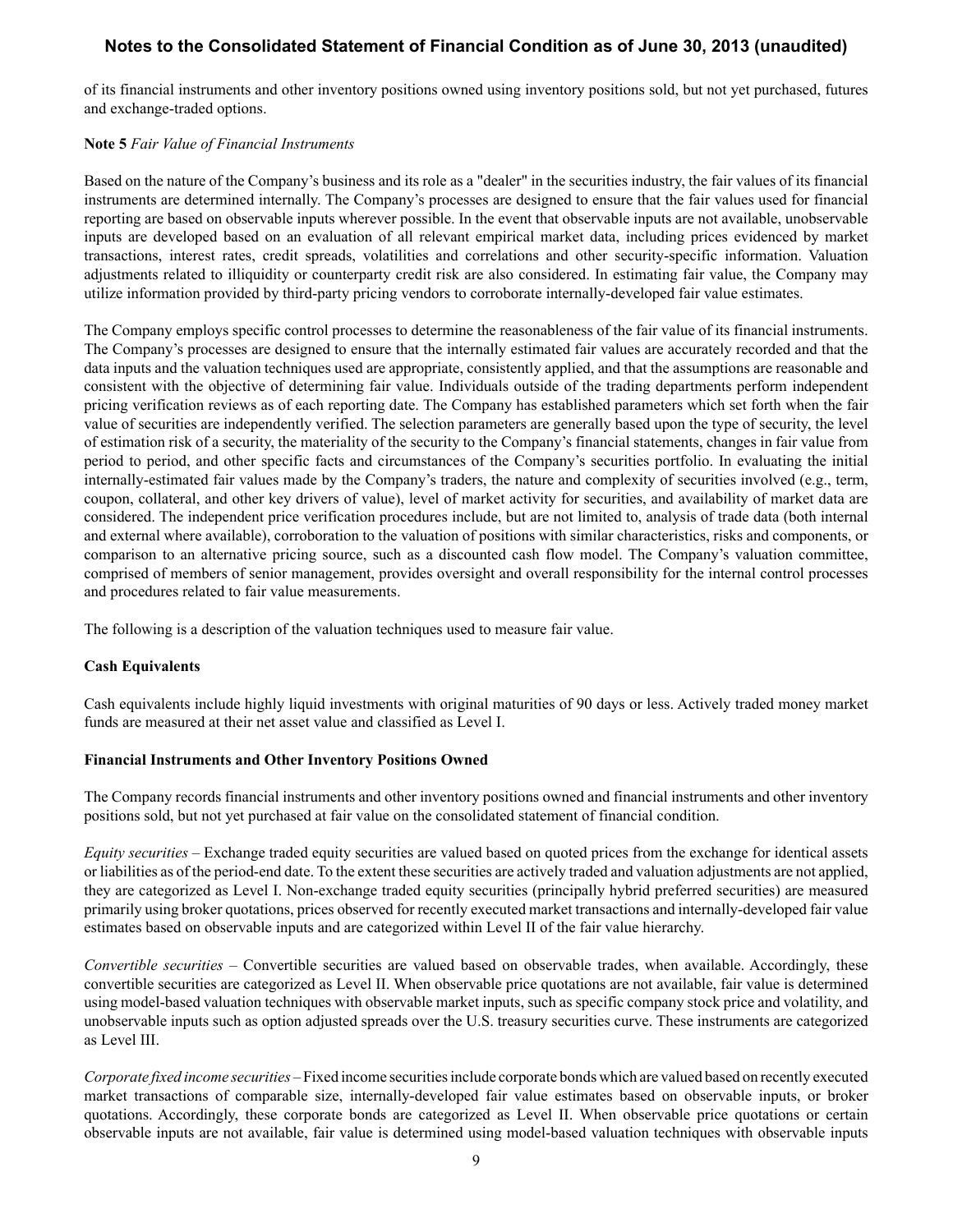of its financial instruments and other inventory positions owned using inventory positions sold, but not yet purchased, futures and exchange-traded options.

**Note 5** *Fair Value of Financial Instruments*

Based on the nature of the Company's business and its role as a "dealer" in the securities industry, the fair values of its financial instruments are determined internally. The Company's processes are designed to ensure that the fair values used for financial reporting are based on observable inputs wherever possible. In the event that observable inputs are not available, unobservable inputs are developed based on an evaluation of all relevant empirical market data, including prices evidenced by market transactions, interest rates, credit spreads, volatilities and correlations and other security-specific information. Valuation adjustments related to illiquidity or counterparty credit risk are also considered. In estimating fair value, the Company may utilize information provided by third-party pricing vendors to corroborate internally-developed fair value estimates.

The Company employs specific control processes to determine the reasonableness of the fair value of its financial instruments. The Company's processes are designed to ensure that the internally estimated fair values are accurately recorded and that the data inputs and the valuation techniques used are appropriate, consistently applied, and that the assumptions are reasonable and consistent with the objective of determining fair value. Individuals outside of the trading departments perform independent pricing verification reviews as of each reporting date. The Company has established parameters which set forth when the fair value of securities are independently verified. The selection parameters are generally based upon the type of security, the level of estimation risk of a security, the materiality of the security to the Company's financial statements, changes in fair value from period to period, and other specific facts and circumstances of the Company's securities portfolio. In evaluating the initial internally-estimated fair values made by the Company's traders, the nature and complexity of securities involved (e.g., term, coupon, collateral, and other key drivers of value), level of market activity for securities, and availability of market data are considered. The independent price verification procedures include, but are not limited to, analysis of trade data (both internal and external where available), corroboration to the valuation of positions with similar characteristics, risks and components, or comparison to an alternative pricing source, such as a discounted cash flow model. The Company's valuation committee, comprised of members of senior management, provides oversight and overall responsibility for the internal control processes and procedures related to fair value measurements.

The following is a description of the valuation techniques used to measure fair value.

**Cash Equivalents**

Cash equivalents include highly liquid investments with original maturities of 90 days or less. Actively traded money market funds are measured at their net asset value and classified as Level I.

**Financial Instruments and Other Inventory Positions Owned**

The Company records financial instruments and other inventory positions owned and financial instruments and other inventory positions sold, but not yet purchased at fair value on the consolidated statement of financial condition.

*Equity securities* – Exchange traded equity securities are valued based on quoted prices from the exchange for identical assets or liabilities as of the period-end date. To the extent these securities are actively traded and valuation adjustments are not applied, they are categorized as Level I. Non-exchange traded equity securities (principally hybrid preferred securities) are measured primarily using broker quotations, prices observed for recently executed market transactions and internally-developed fair value estimates based on observable inputs and are categorized within Level II of the fair value hierarchy.

*Convertible securities* – Convertible securities are valued based on observable trades, when available. Accordingly, these convertible securities are categorized as Level II. When observable price quotations are not available, fair value is determined using model-based valuation techniques with observable market inputs, such as specific company stock price and volatility, and unobservable inputs such as option adjusted spreads over the U.S. treasury securities curve. These instruments are categorized as Level III.

*Corporate fixed income securities* – Fixed income securities include corporate bonds which are valued based on recently executed market transactions of comparable size, internally-developed fair value estimates based on observable inputs, or broker quotations. Accordingly, these corporate bonds are categorized as Level II. When observable price quotations or certain observable inputs are not available, fair value is determined using model-based valuation techniques with observable inputs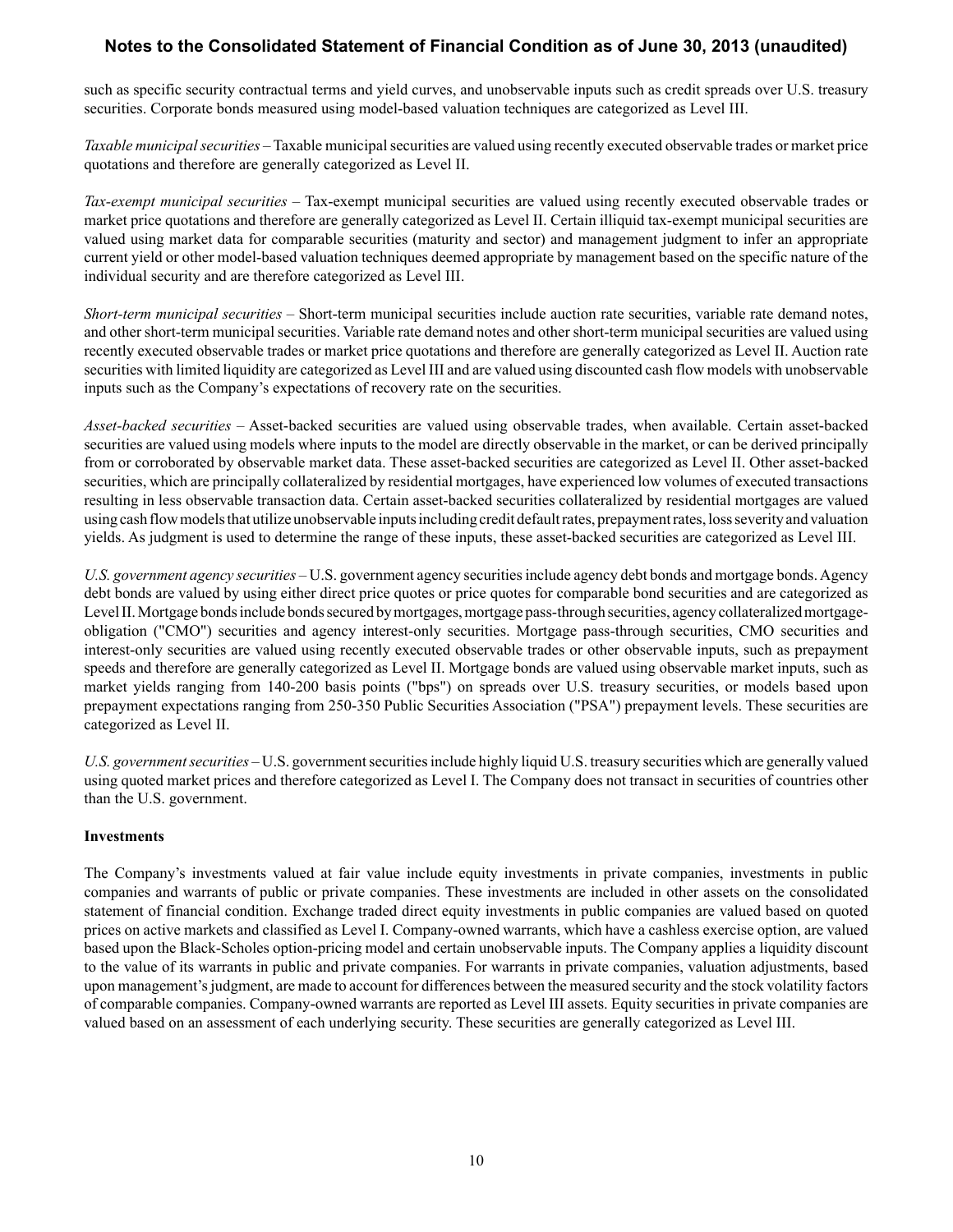such as specific security contractual terms and yield curves, and unobservable inputs such as credit spreads over U.S. treasury securities. Corporate bonds measured using model-based valuation techniques are categorized as Level III.

*Taxable municipal securities* – Taxable municipal securities are valued using recently executed observable trades or market price quotations and therefore are generally categorized as Level II.

*Tax-exempt municipal securities* – Tax-exempt municipal securities are valued using recently executed observable trades or market price quotations and therefore are generally categorized as Level II. Certain illiquid tax-exempt municipal securities are valued using market data for comparable securities (maturity and sector) and management judgment to infer an appropriate current yield or other model-based valuation techniques deemed appropriate by management based on the specific nature of the individual security and are therefore categorized as Level III.

*Short-term municipal securities* – Short-term municipal securities include auction rate securities, variable rate demand notes, and other short-term municipal securities. Variable rate demand notes and other short-term municipal securities are valued using recently executed observable trades or market price quotations and therefore are generally categorized as Level II. Auction rate securities with limited liquidity are categorized as Level III and are valued using discounted cash flow models with unobservable inputs such as the Company's expectations of recovery rate on the securities.

*Asset-backed securities* – Asset-backed securities are valued using observable trades, when available. Certain asset-backed securities are valued using models where inputs to the model are directly observable in the market, or can be derived principally from or corroborated by observable market data. These asset-backed securities are categorized as Level II. Other asset-backed securities, which are principally collateralized by residential mortgages, have experienced low volumes of executed transactions resulting in less observable transaction data. Certain asset-backed securities collateralized by residential mortgages are valued using cash flow models that utilize unobservable inputs including credit default rates, prepayment rates, loss severity and valuation yields. As judgment is used to determine the range of these inputs, these asset-backed securities are categorized as Level III.

*U.S. government agency securities* – U.S. government agency securities include agency debt bonds and mortgage bonds. Agency debt bonds are valued by using either direct price quotes or price quotes for comparable bond securities and are categorized as Level II. Mortgage bonds include bonds secured by mortgages, mortgage pass-through securities, agency collateralized mortgage-obligation ("CMO") securities and agency interest-only securities. Mortgage pass-through securities, CMO securities and interest-only securities are valued using recently executed observable trades or other observable inputs, such as prepayment speeds and therefore are generally categorized as Level II. Mortgage bonds are valued using observable market inputs, such as market yields ranging from 140-200 basis points ("bps") on spreads over U.S. treasury securities, or models based upon prepayment expectations ranging from 250-350 Public Securities Association ("PSA") prepayment levels. These securities are categorized as Level II.

*U.S. government securities* – U.S. government securities include highly liquid U.S. treasury securities which are generally valued using quoted market prices and therefore categorized as Level I. The Company does not transact in securities of countries other than the U.S. government.

**Investments**

The Company's investments valued at fair value include equity investments in private companies, investments in public companies and warrants of public or private companies. These investments are included in other assets on the consolidated statement of financial condition. Exchange traded direct equity investments in public companies are valued based on quoted prices on active markets and classified as Level I. Company-owned warrants, which have a cashless exercise option, are valued based upon the Black-Scholes option-pricing model and certain unobservable inputs. The Company applies a liquidity discount to the value of its warrants in public and private companies. For warrants in private companies, valuation adjustments, based upon management's judgment, are made to account for differences between the measured security and the stock volatility factors of comparable companies. Company-owned warrants are reported as Level III assets. Equity securities in private companies are valued based on an assessment of each underlying security. These securities are generally categorized as Level III.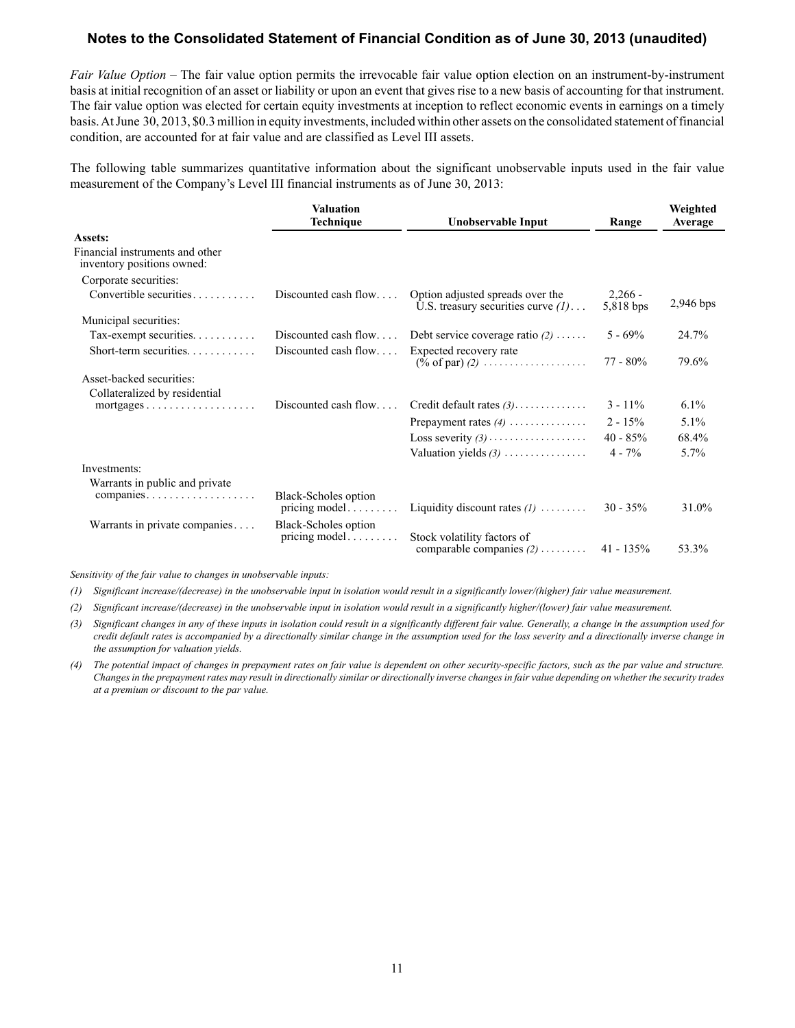*Fair Value Option* – The fair value option permits the irrevocable fair value option election on an instrument-by-instrument basis at initial recognition of an asset or liability or upon an event that gives rise to a new basis of accounting for that instrument. The fair value option was elected for certain equity investments at inception to reflect economic events in earnings on a timely basis. At June 30, 2013, $0.3 million in equity investments, included within other assets on the consolidated statement of financial condition, are accounted for at fair value and are classified as Level III assets.

The following table summarizes quantitative information about the significant unobservable inputs used in the fair value measurement of the Company's Level III financial instruments as of June 30, 2013:

| | Valuation Technique | Unobservable Input | Range | Weighted Average |
|---|---|---|---|---|
| **Assets:** | | | | |
| Financial instruments and other inventory positions owned: | | | | |
| Corporate securities: | | | | |
| Convertible securities | Discounted cash flow | Option adjusted spreads over the U.S. treasury securities curve *(1)* | 2,266 - 5,818 bps | 2,946 bps |
| Municipal securities: | | | | |
| Tax-exempt securities | Discounted cash flow | Debt service coverage ratio *(2)* | 5 - 69% | 24.7% |
| Short-term securities | Discounted cash flow | Expected recovery rate (% of par) *(2)* | 77 - 80% | 79.6% |
| Asset-backed securities: | | | | |
| Collateralized by residential mortgages | Discounted cash flow | Credit default rates *(3)* | 3 - 11% | 6.1% |
| | | Prepayment rates *(4)* | 2 - 15% | 5.1% |
| | | Loss severity *(3)* | 40 - 85% | 68.4% |
| | | Valuation yields *(3)* | 4 - 7% | 5.7% |
| Investments: | | | | |
| Warrants in public and private companies | Black-Scholes option pricing model | Liquidity discount rates *(1)* | 30 - 35% | 31.0% |
| Warrants in private companies | Black-Scholes option pricing model | Stock volatility factors of comparable companies *(2)* | 41 - 135% | 53.3% |

*Sensitivity of the fair value to changes in unobservable inputs:*

*(1) Significant increase/(decrease) in the unobservable input in isolation would result in a significantly lower/(higher) fair value measurement.*

*(2) Significant increase/(decrease) in the unobservable input in isolation would result in a significantly higher/(lower) fair value measurement.*

*(3) Significant changes in any of these inputs in isolation could result in a significantly different fair value. Generally, a change in the assumption used for credit default rates is accompanied by a directionally similar change in the assumption used for the loss severity and a directionally inverse change in the assumption for valuation yields.*

*(4) The potential impact of changes in prepayment rates on fair value is dependent on other security-specific factors, such as the par value and structure. Changes in the prepayment rates may result in directionally similar or directionally inverse changes in fair value depending on whether the security trades at a premium or discount to the par value.*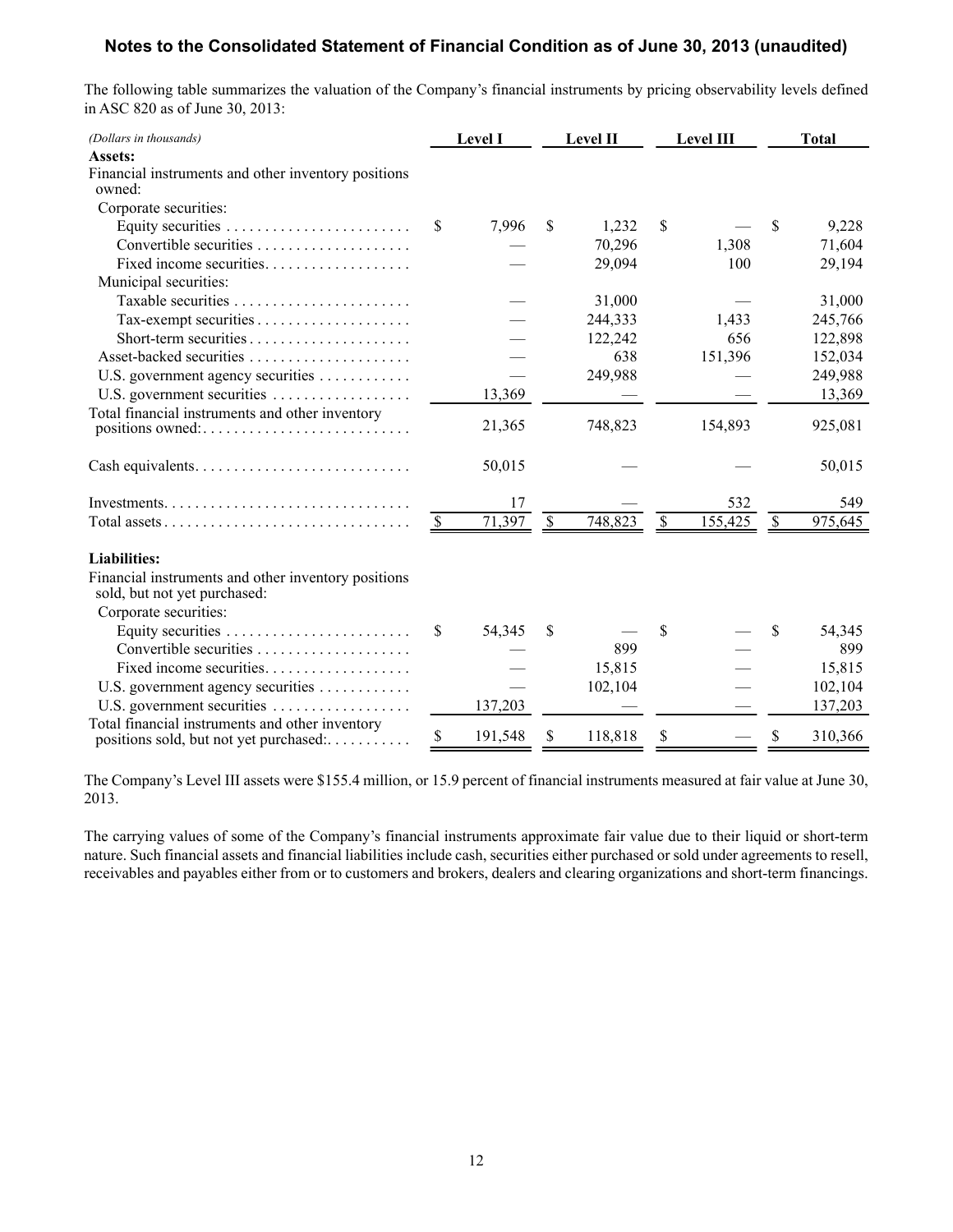**Notes to the Consolidated Statement of Financial Condition as of June 30, 2013 (unaudited)**

The following table summarizes the valuation of the Company's financial instruments by pricing observability levels defined in ASC 820 as of June 30, 2013:

| *(Dollars in thousands)* | Level I | Level II | Level III | Total |
|---|---|---|---|---|
| **Assets:** | | | | |
| Financial instruments and other inventory positions owned: | | | | |
| Corporate securities: | | | | |
| Equity securities | $ 7,996 | $ 1,232 | $ — | $ 9,228 |
| Convertible securities | — | 70,296 | 1,308 | 71,604 |
| Fixed income securities | — | 29,094 | 100 | 29,194 |
| Municipal securities: | | | | |
| Taxable securities | — | 31,000 | — | 31,000 |
| Tax-exempt securities | — | 244,333 | 1,433 | 245,766 |
| Short-term securities | — | 122,242 | 656 | 122,898 |
| Asset-backed securities | — | 638 | 151,396 | 152,034 |
| U.S. government agency securities | — | 249,988 | — | 249,988 |
| U.S. government securities | 13,369 | — | — | 13,369 |
| Total financial instruments and other inventory positions owned: | 21,365 | 748,823 | 154,893 | 925,081 |
| Cash equivalents | 50,015 | — | — | 50,015 |
| Investments | 17 | — | 532 | 549 |
| Total assets | $ 71,397 | $ 748,823 | $ 155,425 | $ 975,645 |
| **Liabilities:** | | | | |
| Financial instruments and other inventory positions sold, but not yet purchased: | | | | |
| Corporate securities: | | | | |
| Equity securities | $ 54,345 | $ — | $ — | $ 54,345 |
| Convertible securities | — | 899 | — | 899 |
| Fixed income securities | — | 15,815 | — | 15,815 |
| U.S. government agency securities | — | 102,104 | — | 102,104 |
| U.S. government securities | 137,203 | — | — | 137,203 |
| Total financial instruments and other inventory positions sold, but not yet purchased: | $ 191,548 | $ 118,818 | $ — | $ 310,366 |

The Company's Level III assets were $155.4 million, or 15.9 percent of financial instruments measured at fair value at June 30, 2013.

The carrying values of some of the Company's financial instruments approximate fair value due to their liquid or short-term nature. Such financial assets and financial liabilities include cash, securities either purchased or sold under agreements to resell, receivables and payables either from or to customers and brokers, dealers and clearing organizations and short-term financings.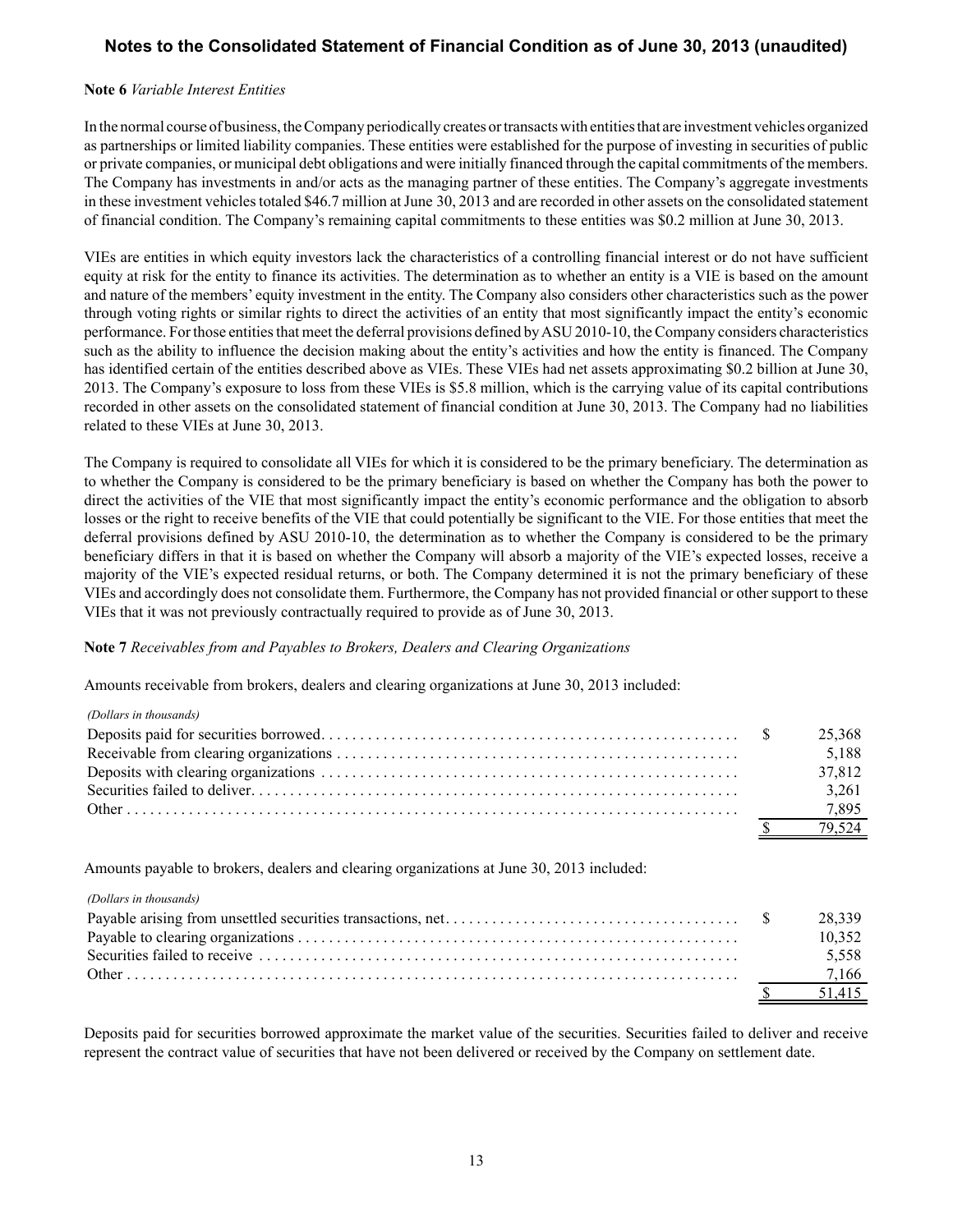**Note 6** *Variable Interest Entities*

In the normal course of business, the Company periodically creates or transacts with entities that are investment vehicles organized as partnerships or limited liability companies. These entities were established for the purpose of investing in securities of public or private companies, or municipal debt obligations and were initially financed through the capital commitments of the members. The Company has investments in and/or acts as the managing partner of these entities. The Company's aggregate investments in these investment vehicles totaled $46.7 million at June 30, 2013 and are recorded in other assets on the consolidated statement of financial condition. The Company's remaining capital commitments to these entities was $0.2 million at June 30, 2013.

VIEs are entities in which equity investors lack the characteristics of a controlling financial interest or do not have sufficient equity at risk for the entity to finance its activities. The determination as to whether an entity is a VIE is based on the amount and nature of the members' equity investment in the entity. The Company also considers other characteristics such as the power through voting rights or similar rights to direct the activities of an entity that most significantly impact the entity's economic performance. For those entities that meet the deferral provisions defined by ASU 2010-10, the Company considers characteristics such as the ability to influence the decision making about the entity's activities and how the entity is financed. The Company has identified certain of the entities described above as VIEs. These VIEs had net assets approximating $0.2 billion at June 30, 2013. The Company's exposure to loss from these VIEs is $5.8 million, which is the carrying value of its capital contributions recorded in other assets on the consolidated statement of financial condition at June 30, 2013. The Company had no liabilities related to these VIEs at June 30, 2013.

The Company is required to consolidate all VIEs for which it is considered to be the primary beneficiary. The determination as to whether the Company is considered to be the primary beneficiary is based on whether the Company has both the power to direct the activities of the VIE that most significantly impact the entity's economic performance and the obligation to absorb losses or the right to receive benefits of the VIE that could potentially be significant to the VIE. For those entities that meet the deferral provisions defined by ASU 2010-10, the determination as to whether the Company is considered to be the primary beneficiary differs in that it is based on whether the Company will absorb a majority of the VIE's expected losses, receive a majority of the VIE's expected residual returns, or both. The Company determined it is not the primary beneficiary of these VIEs and accordingly does not consolidate them. Furthermore, the Company has not provided financial or other support to these VIEs that it was not previously contractually required to provide as of June 30, 2013.

**Note 7** *Receivables from and Payables to Brokers, Dealers and Clearing Organizations*

Amounts receivable from brokers, dealers and clearing organizations at June 30, 2013 included:

| *(Dollars in thousands)* | |
|---|---|
| Deposits paid for securities borrowed | $ 25,368 |
| Receivable from clearing organizations | 5,188 |
| Deposits with clearing organizations | 37,812 |
| Securities failed to deliver | 3,261 |
| Other | 7,895 |
| | $ 79,524 |

Amounts payable to brokers, dealers and clearing organizations at June 30, 2013 included:

| *(Dollars in thousands)* | |
|---|---|
| Payable arising from unsettled securities transactions, net | $ 28,339 |
| Payable to clearing organizations | 10,352 |
| Securities failed to receive | 5,558 |
| Other | 7,166 |
| | $ 51,415 |

Deposits paid for securities borrowed approximate the market value of the securities. Securities failed to deliver and receive represent the contract value of securities that have not been delivered or received by the Company on settlement date.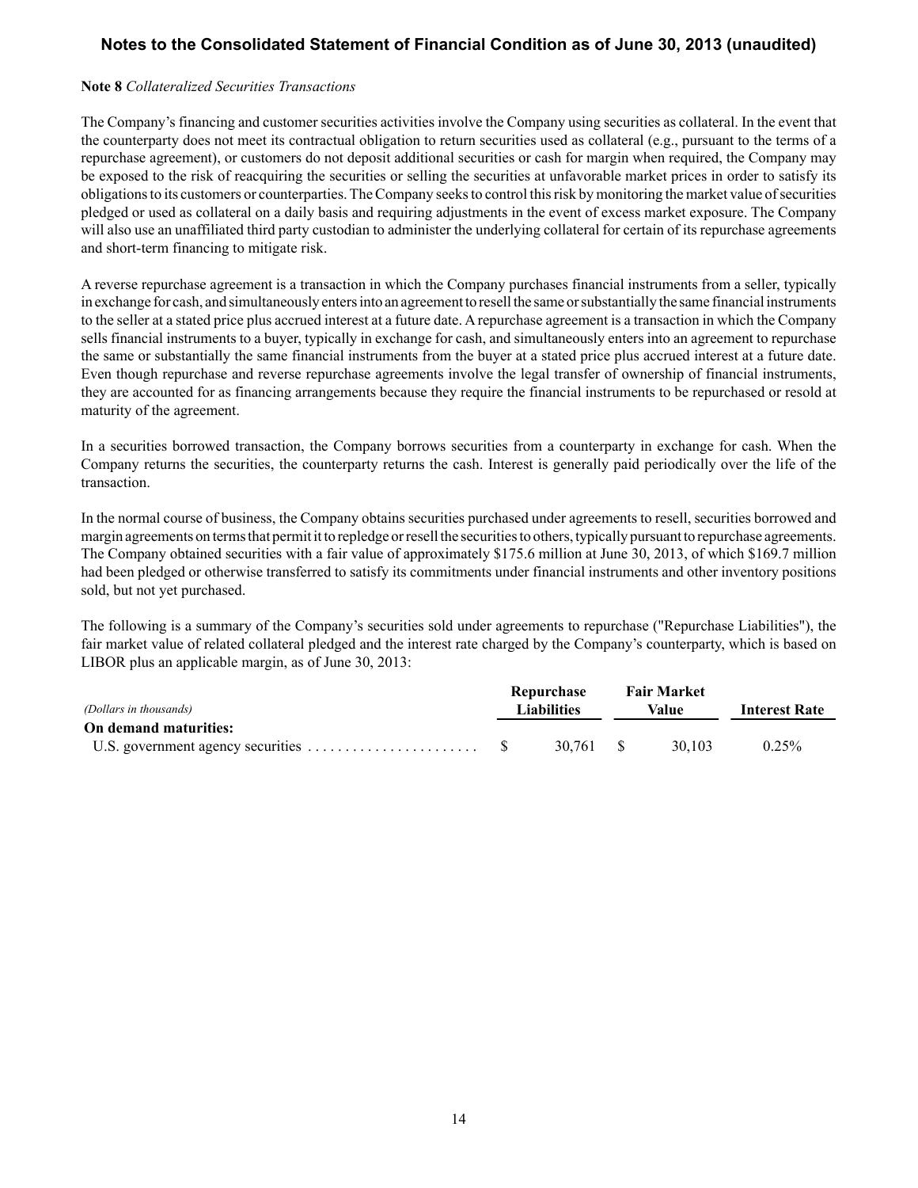**Note 8** *Collateralized Securities Transactions*

The Company's financing and customer securities activities involve the Company using securities as collateral. In the event that the counterparty does not meet its contractual obligation to return securities used as collateral (e.g., pursuant to the terms of a repurchase agreement), or customers do not deposit additional securities or cash for margin when required, the Company may be exposed to the risk of reacquiring the securities or selling the securities at unfavorable market prices in order to satisfy its obligations to its customers or counterparties. The Company seeks to control this risk by monitoring the market value of securities pledged or used as collateral on a daily basis and requiring adjustments in the event of excess market exposure. The Company will also use an unaffiliated third party custodian to administer the underlying collateral for certain of its repurchase agreements and short-term financing to mitigate risk.

A reverse repurchase agreement is a transaction in which the Company purchases financial instruments from a seller, typically in exchange for cash, and simultaneously enters into an agreement to resell the same or substantially the same financial instruments to the seller at a stated price plus accrued interest at a future date. A repurchase agreement is a transaction in which the Company sells financial instruments to a buyer, typically in exchange for cash, and simultaneously enters into an agreement to repurchase the same or substantially the same financial instruments from the buyer at a stated price plus accrued interest at a future date. Even though repurchase and reverse repurchase agreements involve the legal transfer of ownership of financial instruments, they are accounted for as financing arrangements because they require the financial instruments to be repurchased or resold at maturity of the agreement.

In a securities borrowed transaction, the Company borrows securities from a counterparty in exchange for cash. When the Company returns the securities, the counterparty returns the cash. Interest is generally paid periodically over the life of the transaction.

In the normal course of business, the Company obtains securities purchased under agreements to resell, securities borrowed and margin agreements on terms that permit it to repledge or resell the securities to others, typically pursuant to repurchase agreements. The Company obtained securities with a fair value of approximately $175.6 million at June 30, 2013, of which $169.7 million had been pledged or otherwise transferred to satisfy its commitments under financial instruments and other inventory positions sold, but not yet purchased.

The following is a summary of the Company's securities sold under agreements to repurchase ("Repurchase Liabilities"), the fair market value of related collateral pledged and the interest rate charged by the Company's counterparty, which is based on LIBOR plus an applicable margin, as of June 30, 2013:

| *(Dollars in thousands)* | Repurchase Liabilities | Fair Market Value | Interest Rate |
|---|---|---|---|
| **On demand maturities:** | | | |
| U.S. government agency securities | $ 30,761 | $ 30,103 | 0.25% |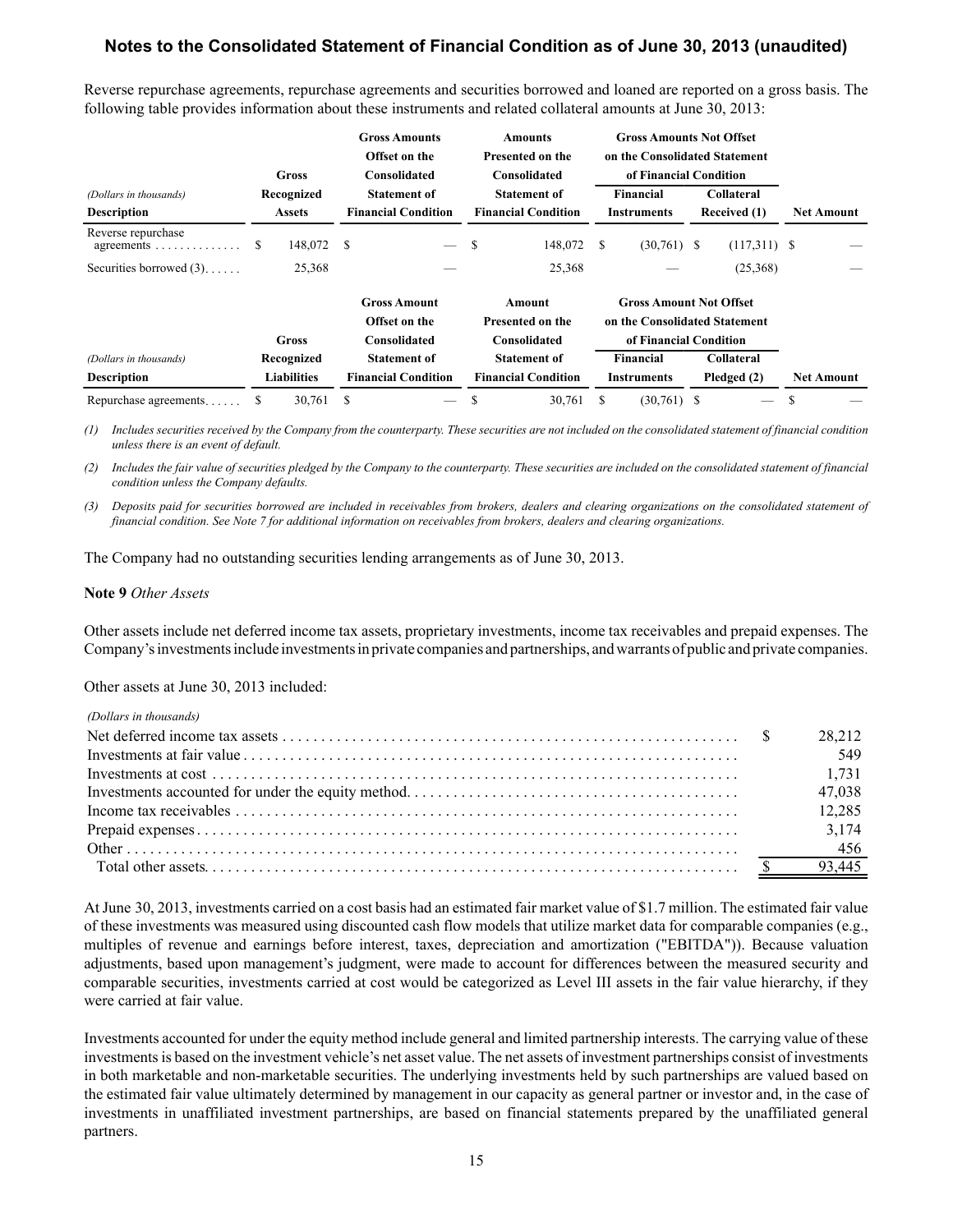Reverse repurchase agreements, repurchase agreements and securities borrowed and loaned are reported on a gross basis. The following table provides information about these instruments and related collateral amounts at June 30, 2013:

| (Dollars in thousands) Description | Gross Recognized Assets | Gross Amounts Offset on the Consolidated Statement of Financial Condition | Amounts Presented on the Consolidated Statement of Financial Condition | Gross Amounts Not Offset on the Consolidated Statement of Financial Condition | | Net Amount |
|---|---|---|---|---|---|---|
| | | | | Financial Instruments | Collateral Received (1) | |
| Reverse repurchase agreements | $ 148,072 | $ — | $ 148,072 | $ (30,761) | $ (117,311) | $ — |
| Securities borrowed (3) | 25,368 | — | 25,368 | — | (25,368) | — |

| (Dollars in thousands) Description | Gross Recognized Liabilities | Gross Amount Offset on the Consolidated Statement of Financial Condition | Amount Presented on the Consolidated Statement of Financial Condition | Gross Amount Not Offset on the Consolidated Statement of Financial Condition | | Net Amount |
|---|---|---|---|---|---|---|
| | | | | Financial Instruments | Collateral Pledged (2) | |
| Repurchase agreements | $ 30,761 | $ — | $ 30,761 | $ (30,761) | $ — | $ — |

*(1) Includes securities received by the Company from the counterparty. These securities are not included on the consolidated statement of financial condition unless there is an event of default.*

*(2) Includes the fair value of securities pledged by the Company to the counterparty. These securities are included on the consolidated statement of financial condition unless the Company defaults.*

*(3) Deposits paid for securities borrowed are included in receivables from brokers, dealers and clearing organizations on the consolidated statement of financial condition. See Note 7 for additional information on receivables from brokers, dealers and clearing organizations.*

The Company had no outstanding securities lending arrangements as of June 30, 2013.

**Note 9** *Other Assets*

Other assets include net deferred income tax assets, proprietary investments, income tax receivables and prepaid expenses. The Company's investments include investments in private companies and partnerships, and warrants of public and private companies.

Other assets at June 30, 2013 included:

| *(Dollars in thousands)* | |
|---|---|
| Net deferred income tax assets | $ 28,212 |
| Investments at fair value | 549 |
| Investments at cost | 1,731 |
| Investments accounted for under the equity method | 47,038 |
| Income tax receivables | 12,285 |
| Prepaid expenses | 3,174 |
| Other | 456 |
| Total other assets | $ 93,445 |

At June 30, 2013, investments carried on a cost basis had an estimated fair market value of $1.7 million. The estimated fair value of these investments was measured using discounted cash flow models that utilize market data for comparable companies (e.g., multiples of revenue and earnings before interest, taxes, depreciation and amortization ("EBITDA")). Because valuation adjustments, based upon management's judgment, were made to account for differences between the measured security and comparable securities, investments carried at cost would be categorized as Level III assets in the fair value hierarchy, if they were carried at fair value.

Investments accounted for under the equity method include general and limited partnership interests. The carrying value of these investments is based on the investment vehicle's net asset value. The net assets of investment partnerships consist of investments in both marketable and non-marketable securities. The underlying investments held by such partnerships are valued based on the estimated fair value ultimately determined by management in our capacity as general partner or investor and, in the case of investments in unaffiliated investment partnerships, are based on financial statements prepared by the unaffiliated general partners.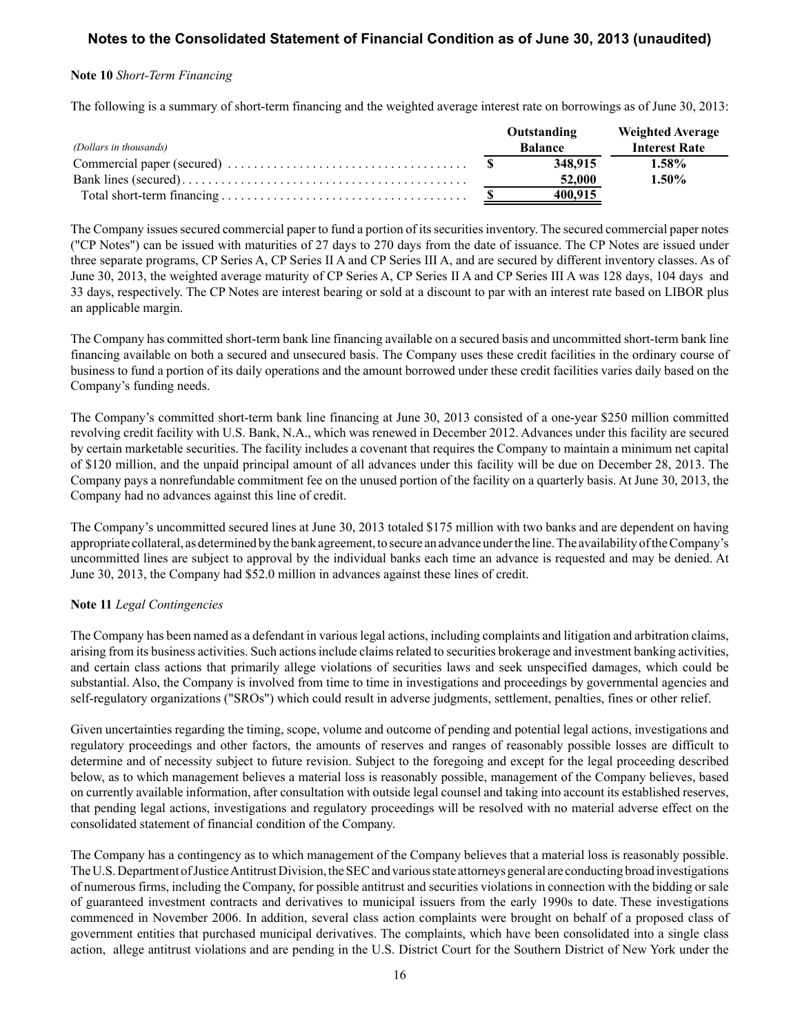**Note 10** *Short-Term Financing*

The following is a summary of short-term financing and the weighted average interest rate on borrowings as of June 30, 2013:

| *(Dollars in thousands)* | Outstanding Balance | Weighted Average Interest Rate |
|---|---|---|
| Commercial paper (secured) | $ 348,915 | 1.58% |
| Bank lines (secured) | 52,000 | 1.50% |
| Total short-term financing | $ 400,915 | |

The Company issues secured commercial paper to fund a portion of its securities inventory. The secured commercial paper notes ("CP Notes") can be issued with maturities of 27 days to 270 days from the date of issuance. The CP Notes are issued under three separate programs, CP Series A, CP Series II A and CP Series III A, and are secured by different inventory classes. As of June 30, 2013, the weighted average maturity of CP Series A, CP Series II A and CP Series III A was 128 days, 104 days and 33 days, respectively. The CP Notes are interest bearing or sold at a discount to par with an interest rate based on LIBOR plus an applicable margin.

The Company has committed short-term bank line financing available on a secured basis and uncommitted short-term bank line financing available on both a secured and unsecured basis. The Company uses these credit facilities in the ordinary course of business to fund a portion of its daily operations and the amount borrowed under these credit facilities varies daily based on the Company's funding needs.

The Company's committed short-term bank line financing at June 30, 2013 consisted of a one-year $250 million committed revolving credit facility with U.S. Bank, N.A., which was renewed in December 2012. Advances under this facility are secured by certain marketable securities. The facility includes a covenant that requires the Company to maintain a minimum net capital of $120 million, and the unpaid principal amount of all advances under this facility will be due on December 28, 2013. The Company pays a nonrefundable commitment fee on the unused portion of the facility on a quarterly basis. At June 30, 2013, the Company had no advances against this line of credit.

The Company's uncommitted secured lines at June 30, 2013 totaled $175 million with two banks and are dependent on having appropriate collateral, as determined by the bank agreement, to secure an advance under the line. The availability of the Company's uncommitted lines are subject to approval by the individual banks each time an advance is requested and may be denied. At June 30, 2013, the Company had $52.0 million in advances against these lines of credit.

**Note 11** *Legal Contingencies*

The Company has been named as a defendant in various legal actions, including complaints and litigation and arbitration claims, arising from its business activities. Such actions include claims related to securities brokerage and investment banking activities, and certain class actions that primarily allege violations of securities laws and seek unspecified damages, which could be substantial. Also, the Company is involved from time to time in investigations and proceedings by governmental agencies and self-regulatory organizations ("SROs") which could result in adverse judgments, settlement, penalties, fines or other relief.

Given uncertainties regarding the timing, scope, volume and outcome of pending and potential legal actions, investigations and regulatory proceedings and other factors, the amounts of reserves and ranges of reasonably possible losses are difficult to determine and of necessity subject to future revision. Subject to the foregoing and except for the legal proceeding described below, as to which management believes a material loss is reasonably possible, management of the Company believes, based on currently available information, after consultation with outside legal counsel and taking into account its established reserves, that pending legal actions, investigations and regulatory proceedings will be resolved with no material adverse effect on the consolidated statement of financial condition of the Company.

The Company has a contingency as to which management of the Company believes that a material loss is reasonably possible. The U.S. Department of Justice Antitrust Division, the SEC and various state attorneys general are conducting broad investigations of numerous firms, including the Company, for possible antitrust and securities violations in connection with the bidding or sale of guaranteed investment contracts and derivatives to municipal issuers from the early 1990s to date. These investigations commenced in November 2006. In addition, several class action complaints were brought on behalf of a proposed class of government entities that purchased municipal derivatives. The complaints, which have been consolidated into a single class action, allege antitrust violations and are pending in the U.S. District Court for the Southern District of New York under the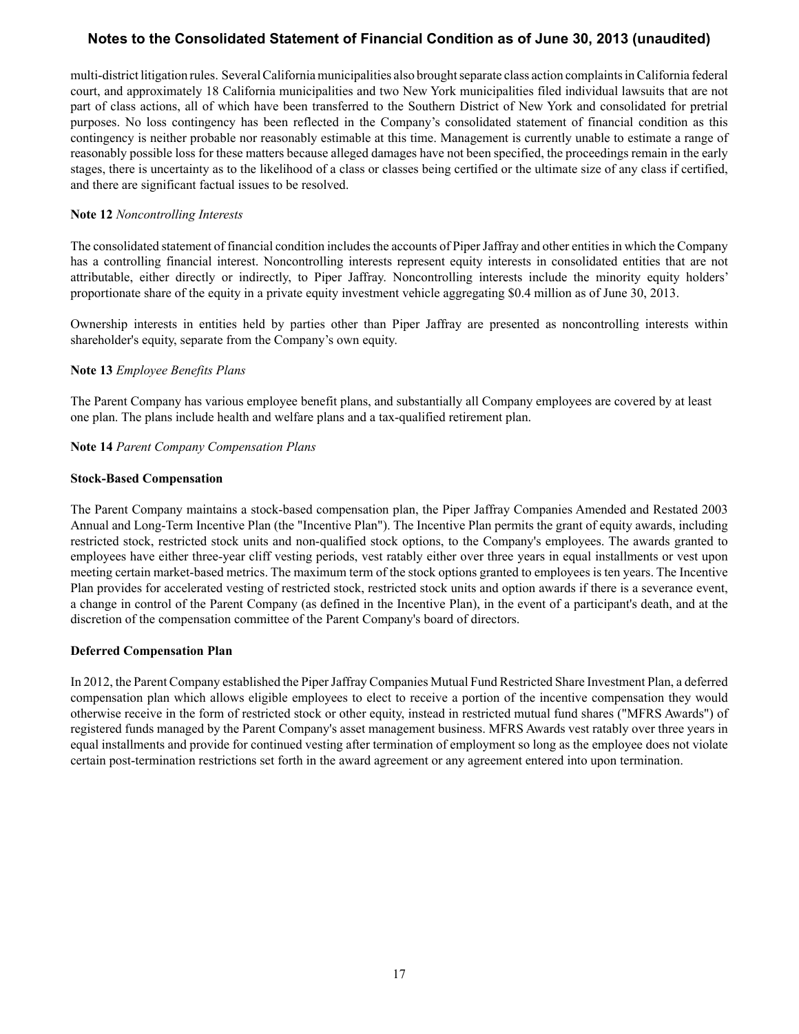multi-district litigation rules. Several California municipalities also brought separate class action complaints in California federal court, and approximately 18 California municipalities and two New York municipalities filed individual lawsuits that are not part of class actions, all of which have been transferred to the Southern District of New York and consolidated for pretrial purposes. No loss contingency has been reflected in the Company's consolidated statement of financial condition as this contingency is neither probable nor reasonably estimable at this time. Management is currently unable to estimate a range of reasonably possible loss for these matters because alleged damages have not been specified, the proceedings remain in the early stages, there is uncertainty as to the likelihood of a class or classes being certified or the ultimate size of any class if certified, and there are significant factual issues to be resolved.

**Note 12** *Noncontrolling Interests*

The consolidated statement of financial condition includes the accounts of Piper Jaffray and other entities in which the Company has a controlling financial interest. Noncontrolling interests represent equity interests in consolidated entities that are not attributable, either directly or indirectly, to Piper Jaffray. Noncontrolling interests include the minority equity holders' proportionate share of the equity in a private equity investment vehicle aggregating $0.4 million as of June 30, 2013.

Ownership interests in entities held by parties other than Piper Jaffray are presented as noncontrolling interests within shareholder's equity, separate from the Company's own equity.

**Note 13** *Employee Benefits Plans*

The Parent Company has various employee benefit plans, and substantially all Company employees are covered by at least one plan. The plans include health and welfare plans and a tax-qualified retirement plan.

**Note 14** *Parent Company Compensation Plans*

**Stock-Based Compensation**

The Parent Company maintains a stock-based compensation plan, the Piper Jaffray Companies Amended and Restated 2003 Annual and Long-Term Incentive Plan (the "Incentive Plan"). The Incentive Plan permits the grant of equity awards, including restricted stock, restricted stock units and non-qualified stock options, to the Company's employees. The awards granted to employees have either three-year cliff vesting periods, vest ratably either over three years in equal installments or vest upon meeting certain market-based metrics. The maximum term of the stock options granted to employees is ten years. The Incentive Plan provides for accelerated vesting of restricted stock, restricted stock units and option awards if there is a severance event, a change in control of the Parent Company (as defined in the Incentive Plan), in the event of a participant's death, and at the discretion of the compensation committee of the Parent Company's board of directors.

**Deferred Compensation Plan**

In 2012, the Parent Company established the Piper Jaffray Companies Mutual Fund Restricted Share Investment Plan, a deferred compensation plan which allows eligible employees to elect to receive a portion of the incentive compensation they would otherwise receive in the form of restricted stock or other equity, instead in restricted mutual fund shares ("MFRS Awards") of registered funds managed by the Parent Company's asset management business. MFRS Awards vest ratably over three years in equal installments and provide for continued vesting after termination of employment so long as the employee does not violate certain post-termination restrictions set forth in the award agreement or any agreement entered into upon termination.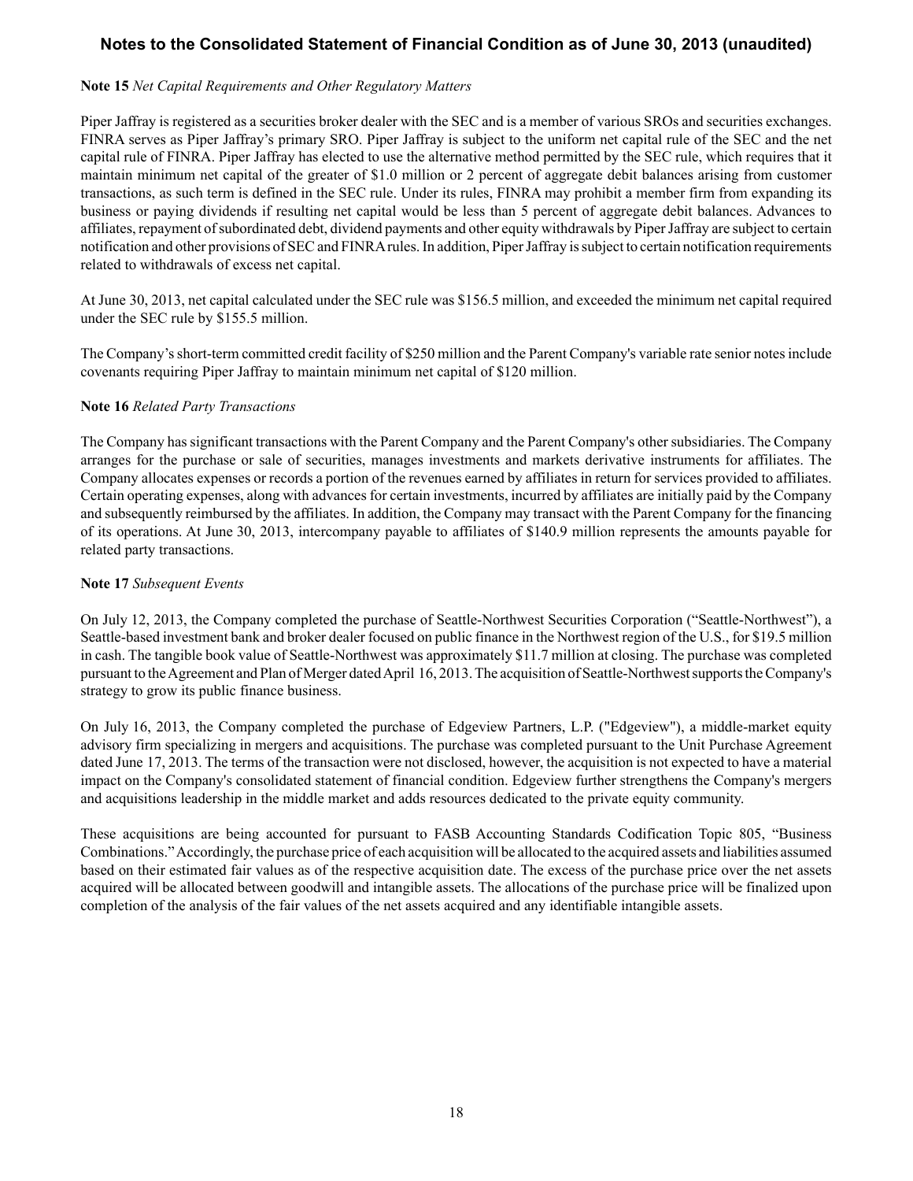**Note 15** *Net Capital Requirements and Other Regulatory Matters*

Piper Jaffray is registered as a securities broker dealer with the SEC and is a member of various SROs and securities exchanges. FINRA serves as Piper Jaffray's primary SRO. Piper Jaffray is subject to the uniform net capital rule of the SEC and the net capital rule of FINRA. Piper Jaffray has elected to use the alternative method permitted by the SEC rule, which requires that it maintain minimum net capital of the greater of $1.0 million or 2 percent of aggregate debit balances arising from customer transactions, as such term is defined in the SEC rule. Under its rules, FINRA may prohibit a member firm from expanding its business or paying dividends if resulting net capital would be less than 5 percent of aggregate debit balances. Advances to affiliates, repayment of subordinated debt, dividend payments and other equity withdrawals by Piper Jaffray are subject to certain notification and other provisions of SEC and FINRA rules. In addition, Piper Jaffray is subject to certain notification requirements related to withdrawals of excess net capital.

At June 30, 2013, net capital calculated under the SEC rule was $156.5 million, and exceeded the minimum net capital required under the SEC rule by $155.5 million.

The Company's short-term committed credit facility of $250 million and the Parent Company's variable rate senior notes include covenants requiring Piper Jaffray to maintain minimum net capital of $120 million.

**Note 16** *Related Party Transactions*

The Company has significant transactions with the Parent Company and the Parent Company's other subsidiaries. The Company arranges for the purchase or sale of securities, manages investments and markets derivative instruments for affiliates. The Company allocates expenses or records a portion of the revenues earned by affiliates in return for services provided to affiliates. Certain operating expenses, along with advances for certain investments, incurred by affiliates are initially paid by the Company and subsequently reimbursed by the affiliates. In addition, the Company may transact with the Parent Company for the financing of its operations. At June 30, 2013, intercompany payable to affiliates of $140.9 million represents the amounts payable for related party transactions.

**Note 17** *Subsequent Events*

On July 12, 2013, the Company completed the purchase of Seattle-Northwest Securities Corporation ("Seattle-Northwest"), a Seattle-based investment bank and broker dealer focused on public finance in the Northwest region of the U.S., for $19.5 million in cash. The tangible book value of Seattle-Northwest was approximately $11.7 million at closing. The purchase was completed pursuant to the Agreement and Plan of Merger dated April 16, 2013. The acquisition of Seattle-Northwest supports the Company's strategy to grow its public finance business.

On July 16, 2013, the Company completed the purchase of Edgeview Partners, L.P. ("Edgeview"), a middle-market equity advisory firm specializing in mergers and acquisitions. The purchase was completed pursuant to the Unit Purchase Agreement dated June 17, 2013. The terms of the transaction were not disclosed, however, the acquisition is not expected to have a material impact on the Company's consolidated statement of financial condition. Edgeview further strengthens the Company's mergers and acquisitions leadership in the middle market and adds resources dedicated to the private equity community.

These acquisitions are being accounted for pursuant to FASB Accounting Standards Codification Topic 805, "Business Combinations." Accordingly, the purchase price of each acquisition will be allocated to the acquired assets and liabilities assumed based on their estimated fair values as of the respective acquisition date. The excess of the purchase price over the net assets acquired will be allocated between goodwill and intangible assets. The allocations of the purchase price will be finalized upon completion of the analysis of the fair values of the net assets acquired and any identifiable intangible assets.